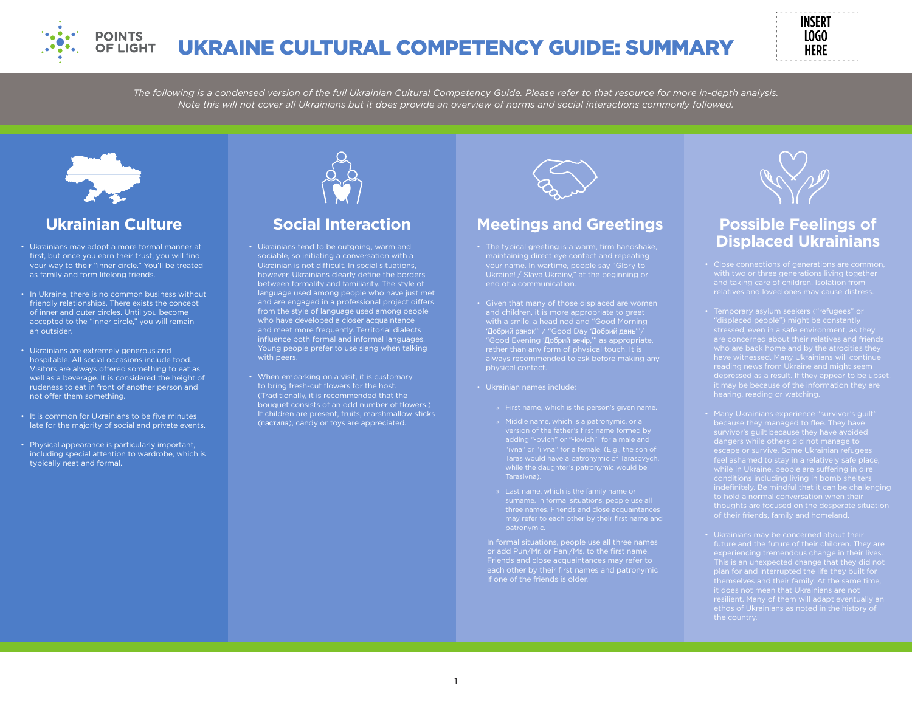# UKRAINE CULTURAL COMPETENCY GUIDE: SUMMARY

*The following is a condensed version of the full Ukrainian Cultural Competency Guide. Please refer to that resource for more in-depth analysis. Note this will not cover all Ukrainians but it does provide an overview of norms and social interactions commonly followed.*

## Ukrainian Culture

- Ukrainians may adopt a more formal manner at first, but once you earn their trust, you will find your way to their "inner circle." You'll be treated as family and form lifelong friends.
- In Ukraine, there is no common business without friendly relationships. There exists the concept of inner and outer circles. Until you become accepted to the "inner circle," you will remain an outsider.
- Ukrainians are extremely generous and hospitable. All social occasions include food. Visitors are always offered something to eat as well as a beverage. It is considered the height of rudeness to eat in front of another person and not offer them something.
- It is common for Ukrainians to be five minutes late for the majority of social and private events.
- Physical appearance is particularly important, including special attention to wardrobe, which is typically neat and formal.

## Social Interaction

- Ukrainians tend to be outgoing, warm and sociable, so initiating a conversation with a Ukrainian is not difficult. In social situations, however, Ukrainians clearly define the borders between formality and familiarity. The style of language used among people who have just met and are engaged in a professional project differs from the style of language used among people who have developed a closer acquaintance and meet more frequently. Territorial dialects influence both formal and informal languages. Young people prefer to use slang when talking with peers.
- When embarking on a visit, it is customary to bring fresh-cut flowers for the host. (Traditionally, it is recommended that the bouquet consists of an odd number of flowers.) If children are present, fruits, marshmallow sticks (пастила), candy or toys are appreciated.

## Meetings and Greetings

- The typical greeting is a warm, firm handshake, maintaining direct eye contact and repeating your name. In wartime, people say "Glory to Ukraine! / Slava Ukrainy," at the beginning or end of a communication.
- Given that many of those displaced are women and children, it is more appropriate to greet with a smile, a head nod and "Good Morning 'Добрий ранок'" / "Good Day 'Добрий день'"/ "Good Evening 'Добрий вечір,'" as appropriate, rather than any form of physical touch. It is always recommended to ask before making any physical contact.
- Ukrainian names include:
  - First name, which is the person's given name.
  - Middle name, which is a patronymic, or a version of the father's first name formed by adding "-ovich" or "-iovich" for a male and "ivna" or "iivna" for a female. (E.g., the son of Taras would have a patronymic of Tarasovych, while the daughter's patronymic would be Tarasivna).
  - Last name, which is the family name or surname. In formal situations, people use all three names. Friends and close acquaintances may refer to each other by their first name and patronymic.

  In formal situations, people use all three names or add Pun/Mr. or Pani/Ms. to the first name. Friends and close acquaintances may refer to each other by their first names and patronymic if one of the friends is older.

## Possible Feelings of Displaced Ukrainians

- Close connections of generations are common, with two or three generations living together and taking care of children. Isolation from relatives and loved ones may cause distress.
- Temporary asylum seekers ("refugees" or "displaced people") might be constantly stressed, even in a safe environment, as they are concerned about their relatives and friends who are back home and by the atrocities they have witnessed. Many Ukrainians will continue reading news from Ukraine and might seem depressed as a result. If they appear to be upset, it may be because of the information they are hearing, reading or watching.
- Many Ukrainians experience "survivor's guilt" because they managed to flee. They have survivor's guilt because they have avoided dangers while others did not manage to escape or survive. Some Ukrainian refugees feel ashamed to stay in a relatively safe place, while in Ukraine, people are suffering in dire conditions including living in bomb shelters indefinitely. Be mindful that it can be challenging to hold a normal conversation when their thoughts are focused on the desperate situation of their friends, family and homeland.
- Ukrainians may be concerned about their future and the future of their children. They are experiencing tremendous change in their lives. This is an unexpected change that they did not plan for and interrupted the life they built for themselves and their family. At the same time, it does not mean that Ukrainians are not resilient. Many of them will adapt eventually an ethos of Ukrainians as noted in the history of the country.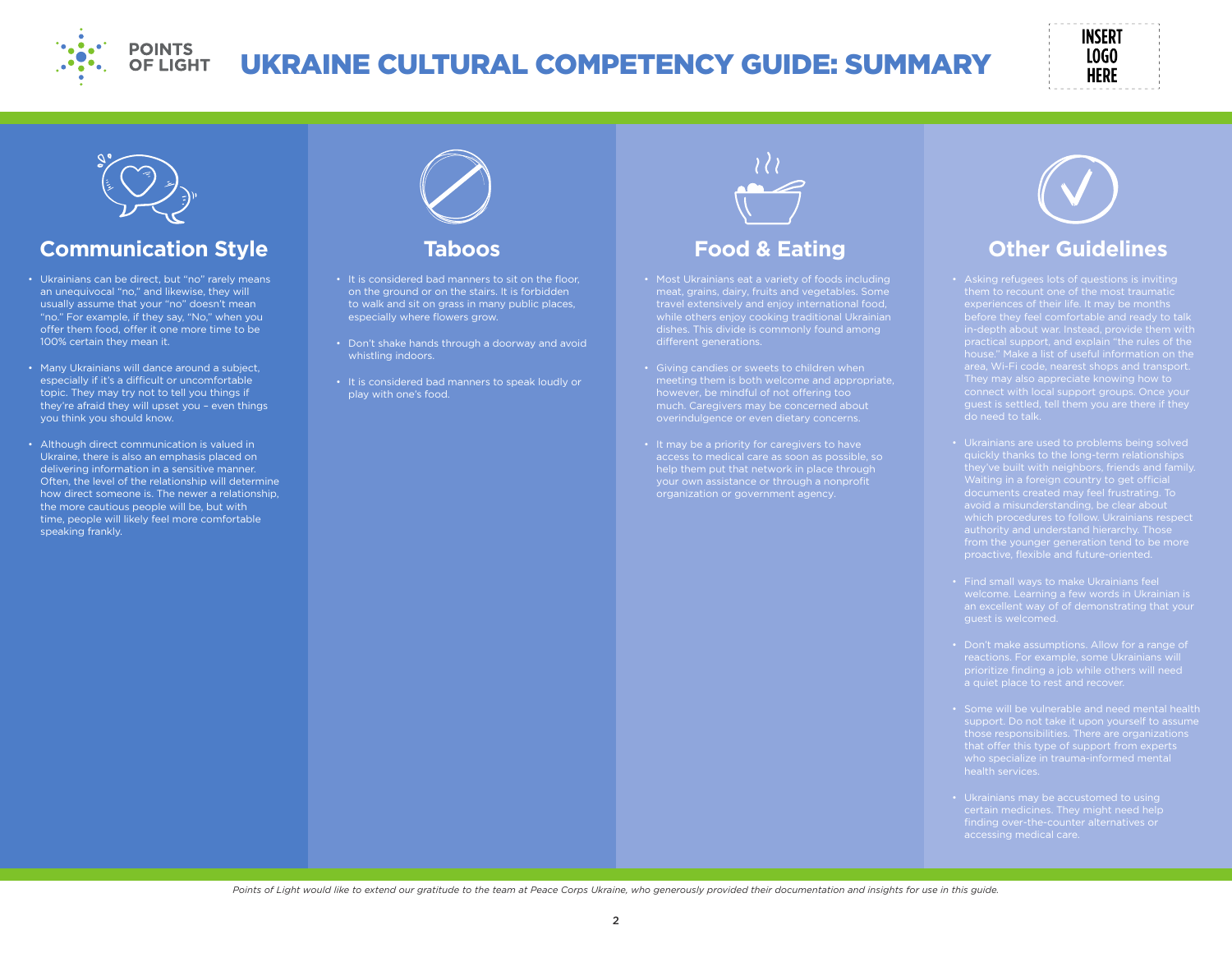# UKRAINE CULTURAL COMPETENCY GUIDE: SUMMARY

INSERT LOGO HERE

## Communication Style

- Ukrainians can be direct, but "no" rarely means an unequivocal "no," and likewise, they will usually assume that your "no" doesn't mean "no." For example, if they say, "No," when you offer them food, offer it one more time to be 100% certain they mean it.
- Many Ukrainians will dance around a subject, especially if it's a difficult or uncomfortable topic. They may try not to tell you things if they're afraid they will upset you – even things you think you should know.
- Although direct communication is valued in Ukraine, there is also an emphasis placed on delivering information in a sensitive manner. Often, the level of the relationship will determine how direct someone is. The newer a relationship, the more cautious people will be, but with time, people will likely feel more comfortable speaking frankly.

## Taboos

- It is considered bad manners to sit on the floor, on the ground or on the stairs. It is forbidden to walk and sit on grass in many public places, especially where flowers grow.
- Don't shake hands through a doorway and avoid whistling indoors.
- It is considered bad manners to speak loudly or play with one's food.

## Food & Eating

- Most Ukrainians eat a variety of foods including meat, grains, dairy, fruits and vegetables. Some travel extensively and enjoy international food, while others enjoy cooking traditional Ukrainian dishes. This divide is commonly found among different generations.
- Giving candies or sweets to children when meeting them is both welcome and appropriate, however, be mindful of not offering too much. Caregivers may be concerned about overindulgence or even dietary concerns.
- It may be a priority for caregivers to have access to medical care as soon as possible, so help them put that network in place through your own assistance or through a nonprofit organization or government agency.

## Other Guidelines

- Asking refugees lots of questions is inviting them to recount one of the most traumatic experiences of their life. It may be months before they feel comfortable and ready to talk in-depth about war. Instead, provide them with practical support, and explain "the rules of the house." Make a list of useful information on the area, Wi-Fi code, nearest shops and transport. They may also appreciate knowing how to connect with local support groups. Once your guest is settled, tell them you are there if they do need to talk.
- Ukrainians are used to problems being solved quickly thanks to the long-term relationships they've built with neighbors, friends and family. Waiting in a foreign country to get official documents created may feel frustrating. To avoid a misunderstanding, be clear about which procedures to follow. Ukrainians respect authority and understand hierarchy. Those from the younger generation tend to be more proactive, flexible and future-oriented.
- Find small ways to make Ukrainians feel welcome. Learning a few words in Ukrainian is an excellent way of of demonstrating that your guest is welcomed.
- Don't make assumptions. Allow for a range of reactions. For example, some Ukrainians will prioritize finding a job while others will need a quiet place to rest and recover.
- Some will be vulnerable and need mental health support. Do not take it upon yourself to assume those responsibilities. There are organizations that offer this type of support from experts who specialize in trauma-informed mental health services.
- Ukrainians may be accustomed to using certain medicines. They might need help finding over-the-counter alternatives or accessing medical care.

*Points of Light would like to extend our gratitude to the team at Peace Corps Ukraine, who generously provided their documentation and insights for use in this guide.*